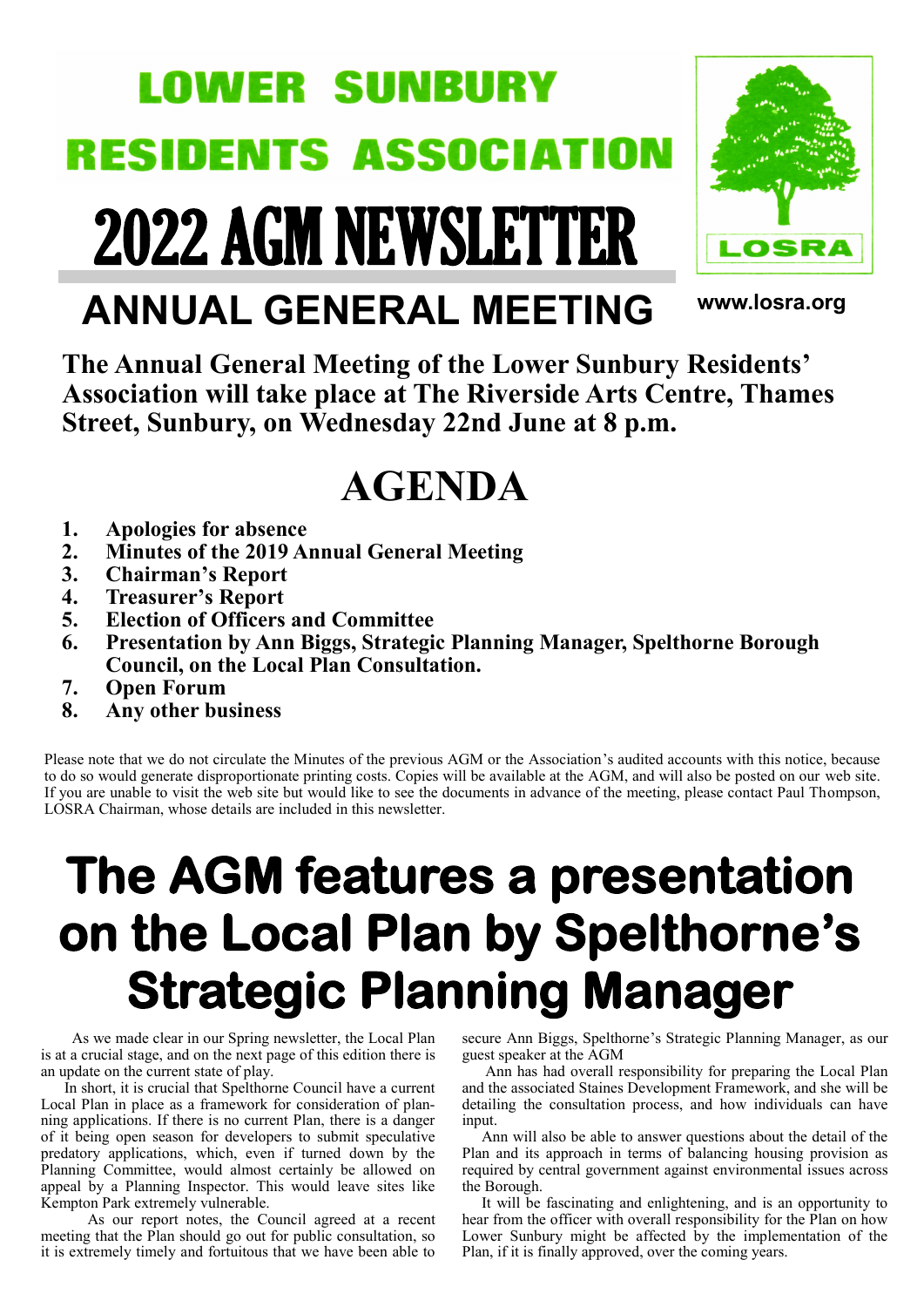# LOWER SUNBURY RESIDENTS ASSOCIATION

# 2022 AGM NEWSLETTER

LOSRA

www.losra.org

## ANNUAL GENERAL MEETING

**The Annual General Meeting of the Lower Sunbury Residents' Association will take place at The Riverside Arts Centre, Thames Street, Sunbury, on Wednesday 22nd June at 8 p.m.**

## AGENDA

1. **Apologies for absence**
2. **Minutes of the 2019 Annual General Meeting**
3. **Chairman's Report**
4. **Treasurer's Report**
5. **Election of Officers and Committee**
6. **Presentation by Ann Biggs, Strategic Planning Manager, Spelthorne Borough Council, on the Local Plan Consultation.**
7. **Open Forum**
8. **Any other business**

Please note that we do not circulate the Minutes of the previous AGM or the Association's audited accounts with this notice, because to do so would generate disproportionate printing costs. Copies will be available at the AGM, and will also be posted on our web site. If you are unable to visit the web site but would like to see the documents in advance of the meeting, please contact Paul Thompson, LOSRA Chairman, whose details are included in this newsletter.

# The AGM features a presentation on the Local Plan by Spelthorne's Strategic Planning Manager

As we made clear in our Spring newsletter, the Local Plan is at a crucial stage, and on the next page of this edition there is an update on the current state of play.

In short, it is crucial that Spelthorne Council have a current Local Plan in place as a framework for consideration of planning applications. If there is no current Plan, there is a danger of it being open season for developers to submit speculative predatory applications, which, even if turned down by the Planning Committee, would almost certainly be allowed on appeal by a Planning Inspector. This would leave sites like Kempton Park extremely vulnerable.

As our report notes, the Council agreed at a recent meeting that the Plan should go out for public consultation, so it is extremely timely and fortuitous that we have been able to secure Ann Biggs, Spelthorne's Strategic Planning Manager, as our guest speaker at the AGM

Ann has had overall responsibility for preparing the Local Plan and the associated Staines Development Framework, and she will be detailing the consultation process, and how individuals can have input.

Ann will also be able to answer questions about the detail of the Plan and its approach in terms of balancing housing provision as required by central government against environmental issues across the Borough.

It will be fascinating and enlightening, and is an opportunity to hear from the officer with overall responsibility for the Plan on how Lower Sunbury might be affected by the implementation of the Plan, if it is finally approved, over the coming years.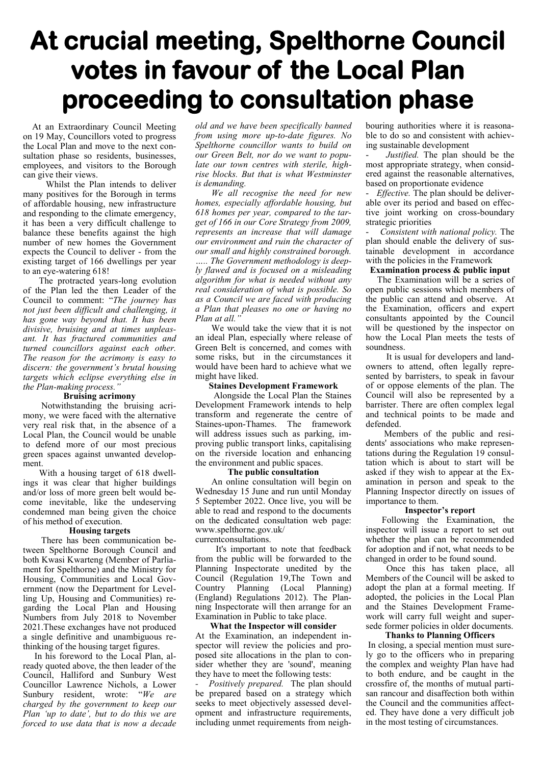# At crucial meeting, Spelthorne Council votes in favour of the Local Plan proceeding to consultation phase

At an Extraordinary Council Meeting on 19 May, Councillors voted to progress the Local Plan and move to the next consultation phase so residents, businesses, employees, and visitors to the Borough can give their views.

Whilst the Plan intends to deliver many positives for the Borough in terms of affordable housing, new infrastructure and responding to the climate emergency, it has been a very difficult challenge to balance these benefits against the high number of new homes the Government expects the Council to deliver - from the existing target of 166 dwellings per year to an eye-watering 618!

The protracted years-long evolution of the Plan led the then Leader of the Council to comment: "*The journey has not just been difficult and challenging, it has gone way beyond that. It has been divisive, bruising and at times unpleasant. It has fractured communities and turned councillors against each other. The reason for the acrimony is easy to discern: the government's brutal housing targets which eclipse everything else in the Plan-making process.*"

### Bruising acrimony

Notwithstanding the bruising acrimony, we were faced with the alternative very real risk that, in the absence of a Local Plan, the Council would be unable to defend more of our most precious green spaces against unwanted development.

With a housing target of 618 dwellings it was clear that higher buildings and/or loss of more green belt would become inevitable, like the undeserving condemned man being given the choice of his method of execution.

### Housing targets

There has been communication between Spelthorne Borough Council and both Kwasi Kwarteng (Member of Parliament for Spelthorne) and the Ministry for Housing, Communities and Local Government (now the Department for Levelling Up, Housing and Communities) regarding the Local Plan and Housing Numbers from July 2018 to November 2021.These exchanges have not produced a single definitive and unambiguous rethinking of the housing target figures.

In his foreword to the Local Plan, already quoted above, the then leader of the Council, Halliford and Sunbury West Councillor Lawrence Nichols, a Lower Sunbury resident, wrote: "*We are charged by the government to keep our Plan 'up to date', but to do this we are forced to use data that is now a decade old and we have been specifically banned from using more up-to-date figures. No Spelthorne councillor wants to build on our Green Belt, nor do we want to populate our town centres with sterile, high-rise blocks. But that is what Westminster is demanding.*

*We all recognise the need for new homes, especially affordable housing, but 618 homes per year, compared to the target of 166 in our Core Strategy from 2009, represents an increase that will damage our environment and ruin the character of our small and highly constrained borough. ….. The Government methodology is deeply flawed and is focused on a misleading algorithm for what is needed without any real consideration of what is possible. So as a Council we are faced with producing a Plan that pleases no one or having no Plan at all.*"

We would take the view that it is not an ideal Plan, especially where release of Green Belt is concerned, and comes with some risks, but in the circumstances it would have been hard to achieve what we might have liked.

### Staines Development Framework

Alongside the Local Plan the Staines Development Framework intends to help transform and regenerate the centre of Staines-upon-Thames. The framework will address issues such as parking, improving public transport links, capitalising on the riverside location and enhancing the environment and public spaces.

### The public consultation

An online consultation will begin on Wednesday 15 June and run until Monday 5 September 2022. Once live, you will be able to read and respond to the documents on the dedicated consultation web page: www.spelthorne.gov.uk/currentconsultations.

It's important to note that feedback from the public will be forwarded to the Planning Inspectorate unedited by the Council (Regulation 19,The Town and Country Planning (Local Planning) (England) Regulations 2012). The Planning Inspectorate will then arrange for an Examination in Public to take place.

### What the Inspector will consider

At the Examination, an independent inspector will review the policies and proposed site allocations in the plan to consider whether they are 'sound', meaning they have to meet the following tests:

- *Positively prepared.* The plan should be prepared based on a strategy which seeks to meet objectively assessed development and infrastructure requirements, including unmet requirements from neighbouring authorities where it is reasonable to do so and consistent with achieving sustainable development
- *Justified.* The plan should be the most appropriate strategy, when considered against the reasonable alternatives, based on proportionate evidence
- *Effective.* The plan should be deliverable over its period and based on effective joint working on cross-boundary strategic priorities
- *Consistent with national policy.* The plan should enable the delivery of sustainable development in accordance with the policies in the Framework

### Examination process & public input

The Examination will be a series of open public sessions which members of the public can attend and observe. At the Examination, officers and expert consultants appointed by the Council will be questioned by the inspector on how the Local Plan meets the tests of soundness.

It is usual for developers and landowners to attend, often legally represented by barristers, to speak in favour of or oppose elements of the plan. The Council will also be represented by a barrister. There are often complex legal and technical points to be made and defended.

Members of the public and residents' associations who make representations during the Regulation 19 consultation which is about to start will be asked if they wish to appear at the Examination in person and speak to the Planning Inspector directly on issues of importance to them.

### Inspector's report

Following the Examination, the inspector will issue a report to set out whether the plan can be recommended for adoption and if not, what needs to be changed in order to be found sound.

Once this has taken place, all Members of the Council will be asked to adopt the plan at a formal meeting. If adopted, the policies in the Local Plan and the Staines Development Framework will carry full weight and supersede former policies in older documents.

### Thanks to Planning Officers

In closing, a special mention must surely go to the officers who in preparing the complex and weighty Plan have had to both endure, and be caught in the crossfire of, the months of mutual partisan rancour and disaffection both within the Council and the communities affected. They have done a very difficult job in the most testing of circumstances.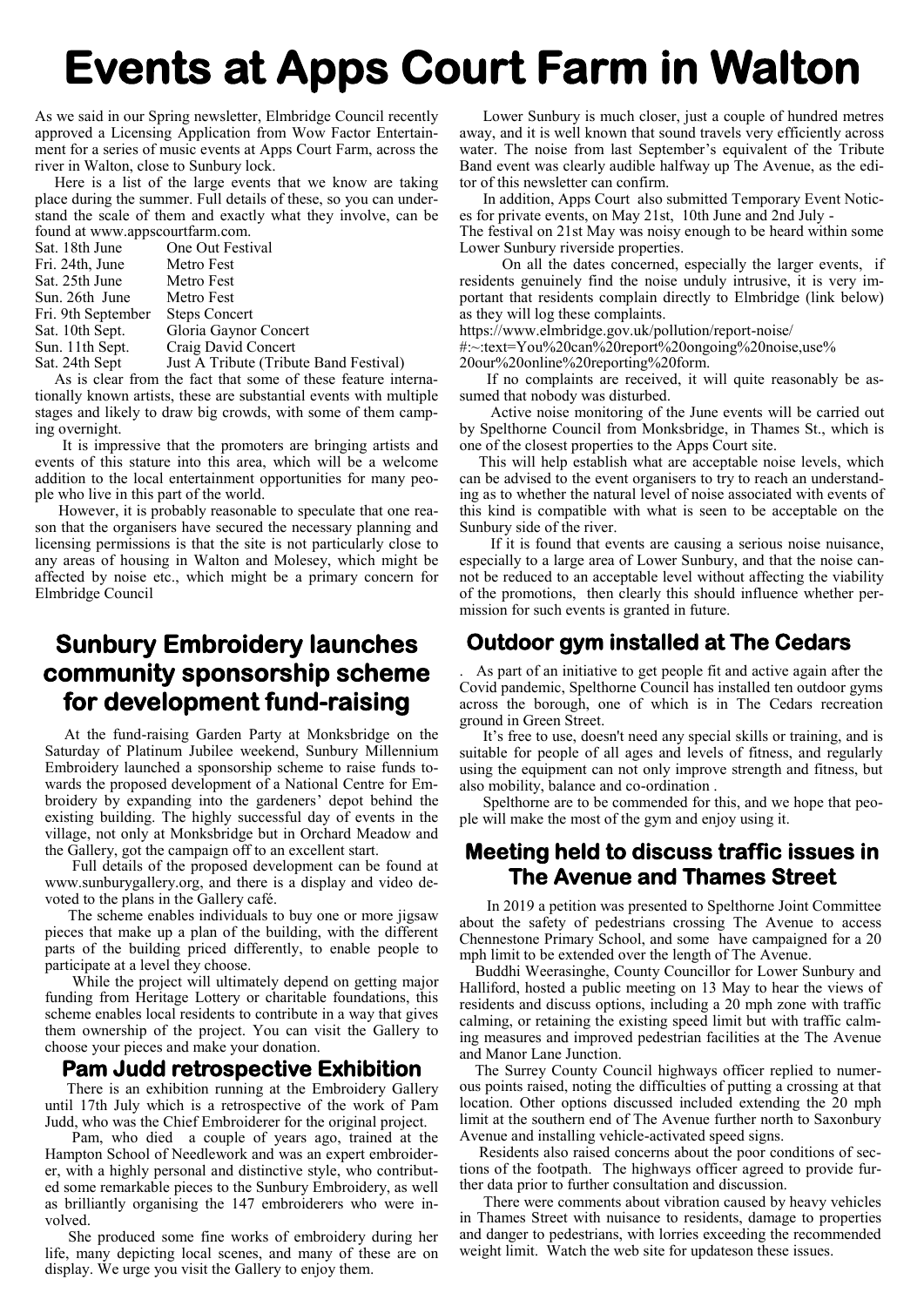# Events at Apps Court Farm in Walton

As we said in our Spring newsletter, Elmbridge Council recently approved a Licensing Application from Wow Factor Entertainment for a series of music events at Apps Court Farm, across the river in Walton, close to Sunbury lock.

Here is a list of the large events that we know are taking place during the summer. Full details of these, so you can understand the scale of them and exactly what they involve, can be found at www.appscourtfarm.com.

| | |
|---|---|
| Sat. 18th June | One Out Festival |
| Fri. 24th, June | Metro Fest |
| Sat. 25th June | Metro Fest |
| Sun. 26th June | Metro Fest |
| Fri. 9th September | Steps Concert |
| Sat. 10th Sept. | Gloria Gaynor Concert |
| Sun. 11th Sept. | Craig David Concert |
| Sat. 24th Sept | Just A Tribute (Tribute Band Festival) |

As is clear from the fact that some of these feature internationally known artists, these are substantial events with multiple stages and likely to draw big crowds, with some of them camping overnight.

It is impressive that the promoters are bringing artists and events of this stature into this area, which will be a welcome addition to the local entertainment opportunities for many people who live in this part of the world.

However, it is probably reasonable to speculate that one reason that the organisers have secured the necessary planning and licensing permissions is that the site is not particularly close to any areas of housing in Walton and Molesey, which might be affected by noise etc., which might be a primary concern for Elmbridge Council

Lower Sunbury is much closer, just a couple of hundred metres away, and it is well known that sound travels very efficiently across water. The noise from last September's equivalent of the Tribute Band event was clearly audible halfway up The Avenue, as the editor of this newsletter can confirm.

In addition, Apps Court also submitted Temporary Event Notices for private events, on May 21st, 10th June and 2nd July - The festival on 21st May was noisy enough to be heard within some Lower Sunbury riverside properties.

On all the dates concerned, especially the larger events, if residents genuinely find the noise unduly intrusive, it is very important that residents complain directly to Elmbridge (link below) as they will log these complaints.

https://www.elmbridge.gov.uk/pollution/report-noise/#:~:text=You%20can%20report%20ongoing%20noise,use%20our%20online%20reporting%20form.

If no complaints are received, it will quite reasonably be assumed that nobody was disturbed.

Active noise monitoring of the June events will be carried out by Spelthorne Council from Monksbridge, in Thames St., which is one of the closest properties to the Apps Court site.

This will help establish what are acceptable noise levels, which can be advised to the event organisers to try to reach an understanding as to whether the natural level of noise associated with events of this kind is compatible with what is seen to be acceptable on the Sunbury side of the river.

If it is found that events are causing a serious noise nuisance, especially to a large area of Lower Sunbury, and that the noise cannot be reduced to an acceptable level without affecting the viability of the promotions, then clearly this should influence whether permission for such events is granted in future.

## Sunbury Embroidery launches community sponsorship scheme for development fund-raising

At the fund-raising Garden Party at Monksbridge on the Saturday of Platinum Jubilee weekend, Sunbury Millennium Embroidery launched a sponsorship scheme to raise funds towards the proposed development of a National Centre for Embroidery by expanding into the gardeners' depot behind the existing building. The highly successful day of events in the village, not only at Monksbridge but in Orchard Meadow and the Gallery, got the campaign off to an excellent start.

Full details of the proposed development can be found at www.sunburygallery.org, and there is a display and video devoted to the plans in the Gallery café.

The scheme enables individuals to buy one or more jigsaw pieces that make up a plan of the building, with the different parts of the building priced differently, to enable people to participate at a level they choose.

While the project will ultimately depend on getting major funding from Heritage Lottery or charitable foundations, this scheme enables local residents to contribute in a way that gives them ownership of the project. You can visit the Gallery to choose your pieces and make your donation.

## Pam Judd retrospective Exhibition

There is an exhibition running at the Embroidery Gallery until 17th July which is a retrospective of the work of Pam Judd, who was the Chief Embroiderer for the original project.

Pam, who died a couple of years ago, trained at the Hampton School of Needlework and was an expert embroiderer, with a highly personal and distinctive style, who contributed some remarkable pieces to the Sunbury Embroidery, as well as brilliantly organising the 147 embroiderers who were involved.

She produced some fine works of embroidery during her life, many depicting local scenes, and many of these are on display. We urge you visit the Gallery to enjoy them.

## Outdoor gym installed at The Cedars

. As part of an initiative to get people fit and active again after the Covid pandemic, Spelthorne Council has installed ten outdoor gyms across the borough, one of which is in The Cedars recreation ground in Green Street.

It's free to use, doesn't need any special skills or training, and is suitable for people of all ages and levels of fitness, and regularly using the equipment can not only improve strength and fitness, but also mobility, balance and co-ordination .

Spelthorne are to be commended for this, and we hope that people will make the most of the gym and enjoy using it.

## Meeting held to discuss traffic issues in The Avenue and Thames Street

In 2019 a petition was presented to Spelthorne Joint Committee about the safety of pedestrians crossing The Avenue to access Chennestone Primary School, and some have campaigned for a 20 mph limit to be extended over the length of The Avenue.

Buddhi Weerasinghe, County Councillor for Lower Sunbury and Halliford, hosted a public meeting on 13 May to hear the views of residents and discuss options, including a 20 mph zone with traffic calming, or retaining the existing speed limit but with traffic calming measures and improved pedestrian facilities at the The Avenue and Manor Lane Junction.

The Surrey County Council highways officer replied to numerous points raised, noting the difficulties of putting a crossing at that location. Other options discussed included extending the 20 mph limit at the southern end of The Avenue further north to Saxonbury Avenue and installing vehicle-activated speed signs.

Residents also raised concerns about the poor conditions of sections of the footpath. The highways officer agreed to provide further data prior to further consultation and discussion.

There were comments about vibration caused by heavy vehicles in Thames Street with nuisance to residents, damage to properties and danger to pedestrians, with lorries exceeding the recommended weight limit. Watch the web site for updateson these issues.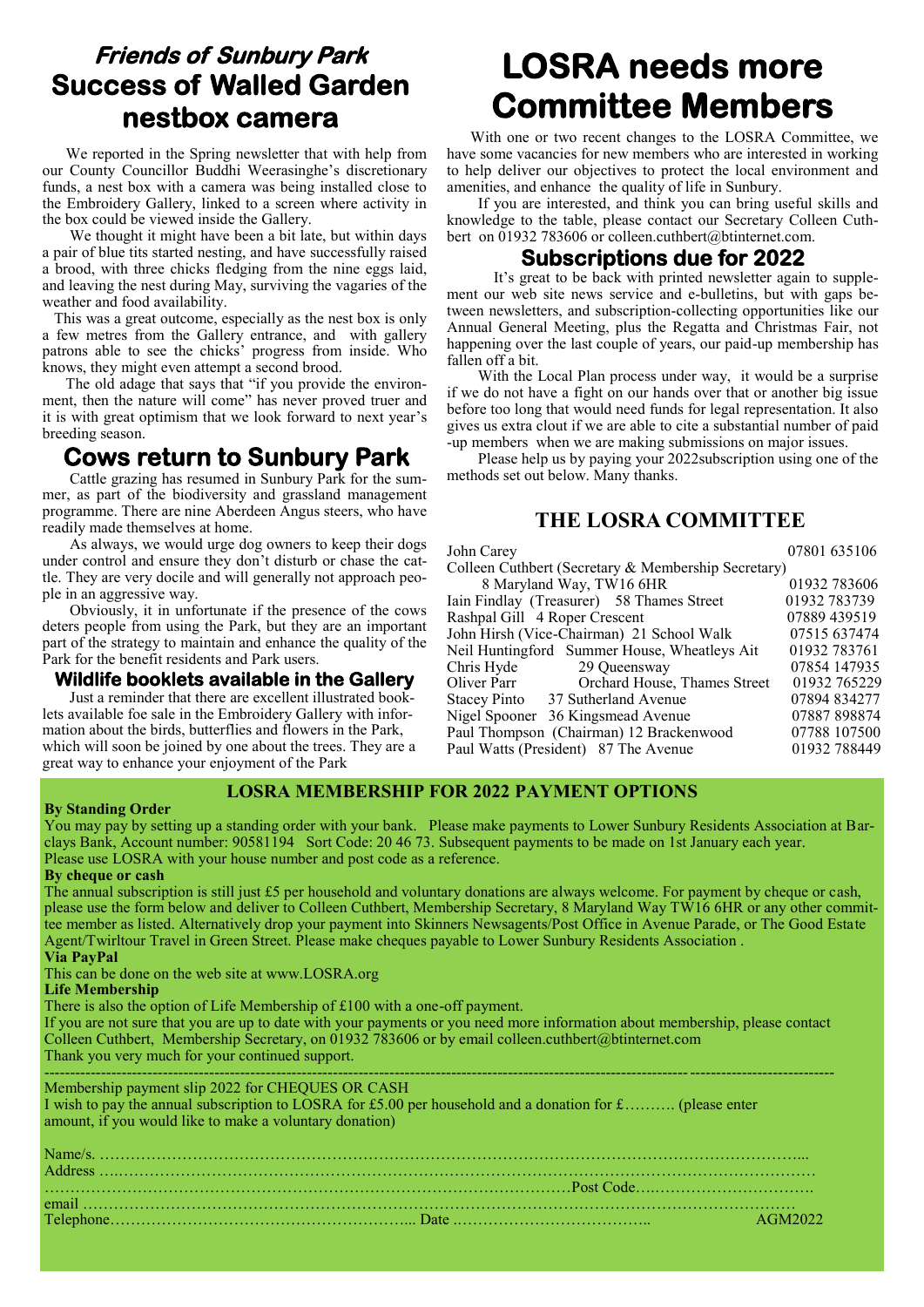## *Friends of Sunbury Park*
## Success of Walled Garden nestbox camera

We reported in the Spring newsletter that with help from our County Councillor Buddhi Weerasinghe's discretionary funds, a nest box with a camera was being installed close to the Embroidery Gallery, linked to a screen where activity in the box could be viewed inside the Gallery.

We thought it might have been a bit late, but within days a pair of blue tits started nesting, and have successfully raised a brood, with three chicks fledging from the nine eggs laid, and leaving the nest during May, surviving the vagaries of the weather and food availability.

This was a great outcome, especially as the nest box is only a few metres from the Gallery entrance, and with gallery patrons able to see the chicks' progress from inside. Who knows, they might even attempt a second brood.

The old adage that says that "if you provide the environment, then the nature will come" has never proved truer and it is with great optimism that we look forward to next year's breeding season.

## Cows return to Sunbury Park

Cattle grazing has resumed in Sunbury Park for the summer, as part of the biodiversity and grassland management programme. There are nine Aberdeen Angus steers, who have readily made themselves at home.

As always, we would urge dog owners to keep their dogs under control and ensure they don't disturb or chase the cattle. They are very docile and will generally not approach people in an aggressive way.

Obviously, it in unfortunate if the presence of the cows deters people from using the Park, but they are an important part of the strategy to maintain and enhance the quality of the Park for the benefit residents and Park users.

### Wildlife booklets available in the Gallery

Just a reminder that there are excellent illustrated booklets available foe sale in the Embroidery Gallery with information about the birds, butterflies and flowers in the Park, which will soon be joined by one about the trees. They are a great way to enhance your enjoyment of the Park

# LOSRA needs more Committee Members

With one or two recent changes to the LOSRA Committee, we have some vacancies for new members who are interested in working to help deliver our objectives to protect the local environment and amenities, and enhance the quality of life in Sunbury.

If you are interested, and think you can bring useful skills and knowledge to the table, please contact our Secretary Colleen Cuthbert on 01932 783606 or colleen.cuthbert@btinternet.com.

## Subscriptions due for 2022

It's great to be back with printed newsletter again to supplement our web site news service and e-bulletins, but with gaps between newsletters, and subscription-collecting opportunities like our Annual General Meeting, plus the Regatta and Christmas Fair, not happening over the last couple of years, our paid-up membership has fallen off a bit.

With the Local Plan process under way, it would be a surprise if we do not have a fight on our hands over that or another big issue before too long that would need funds for legal representation. It also gives us extra clout if we are able to cite a substantial number of paid-up members when we are making submissions on major issues.

Please help us by paying your 2022subscription using one of the methods set out below. Many thanks.

## THE LOSRA COMMITTEE

| | |
|---|---|
| John Carey | 07801 635106 |
| Colleen Cuthbert (Secretary & Membership Secretary) 8 Maryland Way, TW16 6HR | 01932 783606 |
| Iain Findlay (Treasurer) 58 Thames Street | 01932 783739 |
| Rashpal Gill 4 Roper Crescent | 07889 439519 |
| John Hirsh (Vice-Chairman) 21 School Walk | 07515 637474 |
| Neil Huntingford Summer House, Wheatleys Ait | 01932 783761 |
| Chris Hyde 29 Queensway | 07854 147935 |
| Oliver Parr Orchard House, Thames Street | 01932 765229 |
| Stacey Pinto 37 Sutherland Avenue | 07894 834277 |
| Nigel Spooner 36 Kingsmead Avenue | 07887 898874 |
| Paul Thompson (Chairman) 12 Brackenwood | 07788 107500 |
| Paul Watts (President) 87 The Avenue | 01932 788449 |

## LOSRA MEMBERSHIP FOR 2022 PAYMENT OPTIONS

**By Standing Order**

You may pay by setting up a standing order with your bank. Please make payments to Lower Sunbury Residents Association at Barclays Bank, Account number: 90581194 Sort Code: 20 46 73. Subsequent payments to be made on 1st January each year. Please use LOSRA with your house number and post code as a reference.

**By cheque or cash**

The annual subscription is still just £5 per household and voluntary donations are always welcome. For payment by cheque or cash, please use the form below and deliver to Colleen Cuthbert, Membership Secretary, 8 Maryland Way TW16 6HR or any other committee member as listed. Alternatively drop your payment into Skinners Newsagents/Post Office in Avenue Parade, or The Good Estate Agent/Twirltour Travel in Green Street. Please make cheques payable to Lower Sunbury Residents Association .

**Via PayPal**

This can be done on the web site at www.LOSRA.org

**Life Membership**

There is also the option of Life Membership of £100 with a one-off payment.

If you are not sure that you are up to date with your payments or you need more information about membership, please contact Colleen Cuthbert, Membership Secretary, on 01932 783606 or by email colleen.cuthbert@btinternet.com

Thank you very much for your continued support.

---

Membership payment slip 2022 for CHEQUES OR CASH

I wish to pay the annual subscription to LOSRA for £5.00 per household and a donation for £………. (please enter amount, if you would like to make a voluntary donation)

Name/s. ………………………………………………………………………………………………………………………...

Address ………………………………………………………………………………………………………………………

…………………………………………………………………………………………Post Code…………………………….

email ……………………………………………………………………………………………………………………………

Telephone…………………………………………………... Date ……………………………….. AGM2022